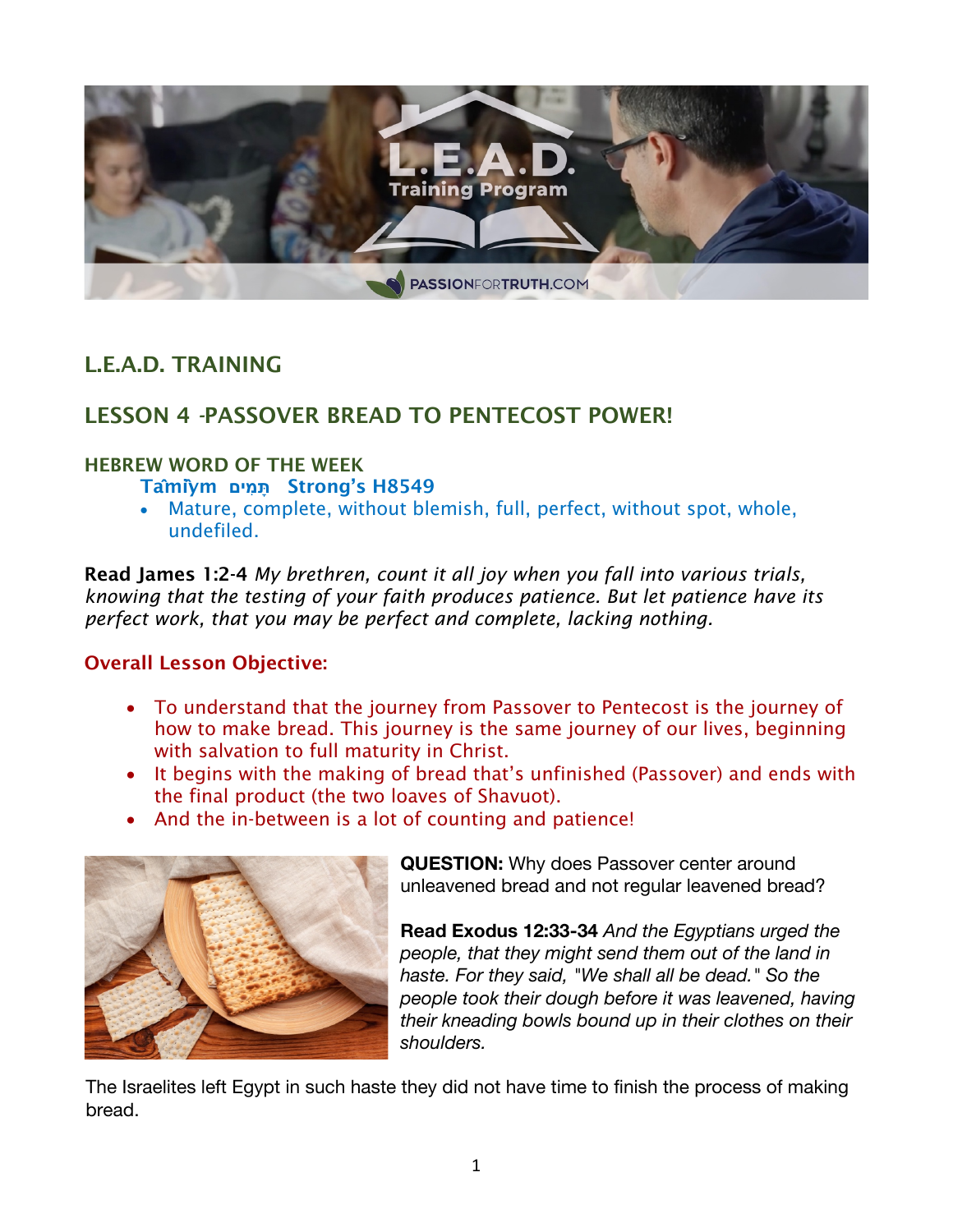## L.E.A.D. TRAINING

## LESSON 4 -PASSOVER BREAD TO PENTECOST POWER!

### HEBREW WORD OF THE WEEK

**Tâmîym תָּמִים Strong's H8549**

- Mature, complete, without blemish, full, perfect, without spot, whole, undefiled.

**Read James 1:2-4** *My brethren, count it all joy when you fall into various trials, knowing that the testing of your faith produces patience. But let patience have its perfect work, that you may be perfect and complete, lacking nothing.*

### Overall Lesson Objective:

- To understand that the journey from Passover to Pentecost is the journey of how to make bread. This journey is the same journey of our lives, beginning with salvation to full maturity in Christ.
- It begins with the making of bread that's unfinished (Passover) and ends with the final product (the two loaves of Shavuot).
- And the in-between is a lot of counting and patience!

**QUESTION:** Why does Passover center around unleavened bread and not regular leavened bread?

**Read Exodus 12:33-34** *And the Egyptians urged the people, that they might send them out of the land in haste. For they said, "We shall all be dead." So the people took their dough before it was leavened, having their kneading bowls bound up in their clothes on their shoulders.*

The Israelites left Egypt in such haste they did not have time to finish the process of making bread.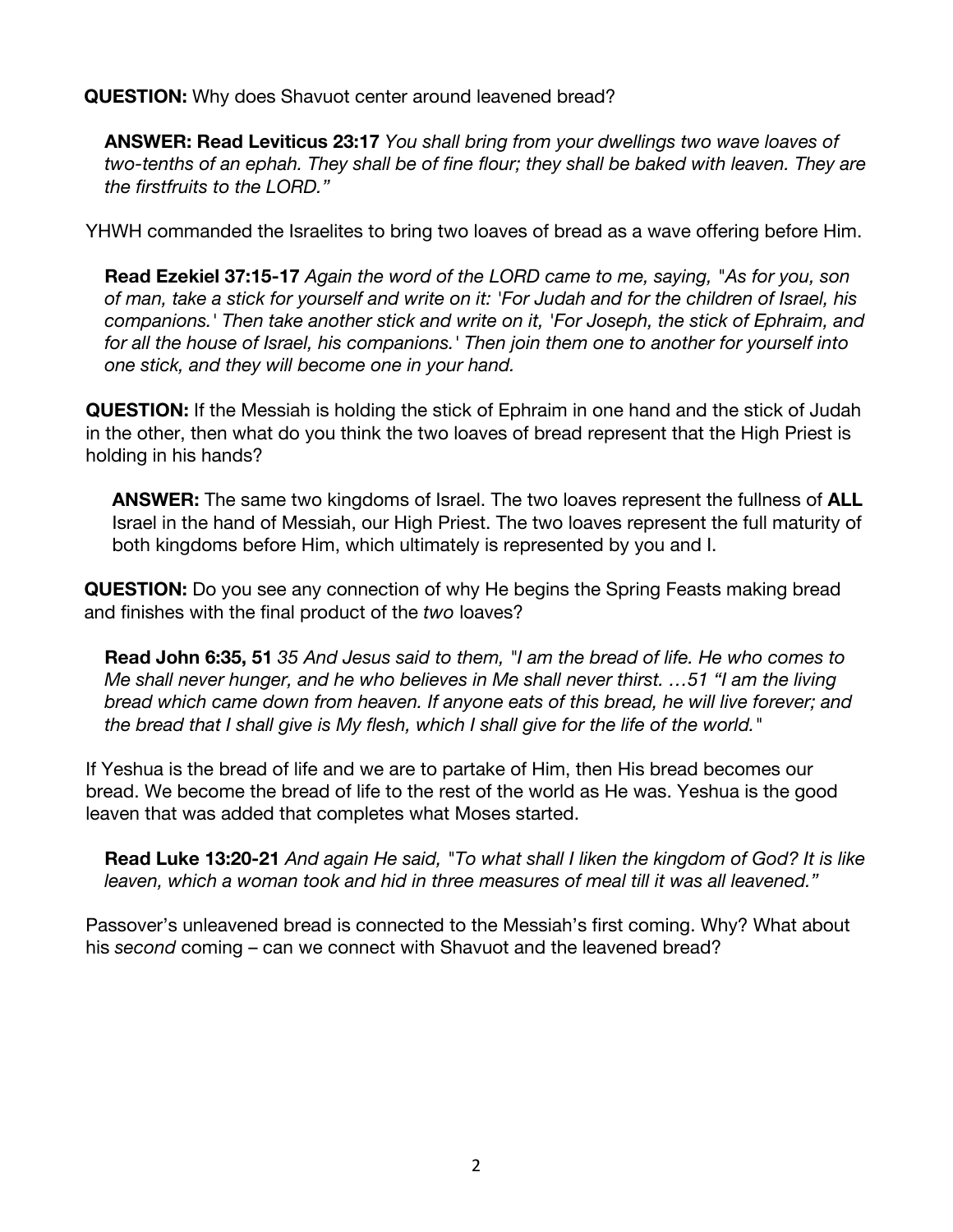**QUESTION:** Why does Shavuot center around leavened bread?

**ANSWER: Read Leviticus 23:17** *You shall bring from your dwellings two wave loaves of two-tenths of an ephah. They shall be of fine flour; they shall be baked with leaven. They are the firstfruits to the LORD."*

YHWH commanded the Israelites to bring two loaves of bread as a wave offering before Him.

**Read Ezekiel 37:15-17** *Again the word of the LORD came to me, saying, "As for you, son of man, take a stick for yourself and write on it: 'For Judah and for the children of Israel, his companions.' Then take another stick and write on it, 'For Joseph, the stick of Ephraim, and for all the house of Israel, his companions.' Then join them one to another for yourself into one stick, and they will become one in your hand.*

**QUESTION:** If the Messiah is holding the stick of Ephraim in one hand and the stick of Judah in the other, then what do you think the two loaves of bread represent that the High Priest is holding in his hands?

**ANSWER:** The same two kingdoms of Israel. The two loaves represent the fullness of **ALL** Israel in the hand of Messiah, our High Priest. The two loaves represent the full maturity of both kingdoms before Him, which ultimately is represented by you and I.

**QUESTION:** Do you see any connection of why He begins the Spring Feasts making bread and finishes with the final product of the *two* loaves?

**Read John 6:35, 51** *35 And Jesus said to them, "I am the bread of life. He who comes to Me shall never hunger, and he who believes in Me shall never thirst. …51 "I am the living bread which came down from heaven. If anyone eats of this bread, he will live forever; and the bread that I shall give is My flesh, which I shall give for the life of the world."*

If Yeshua is the bread of life and we are to partake of Him, then His bread becomes our bread. We become the bread of life to the rest of the world as He was. Yeshua is the good leaven that was added that completes what Moses started.

**Read Luke 13:20-21** *And again He said, "To what shall I liken the kingdom of God? It is like leaven, which a woman took and hid in three measures of meal till it was all leavened."*

Passover's unleavened bread is connected to the Messiah's first coming. Why? What about his *second* coming – can we connect with Shavuot and the leavened bread?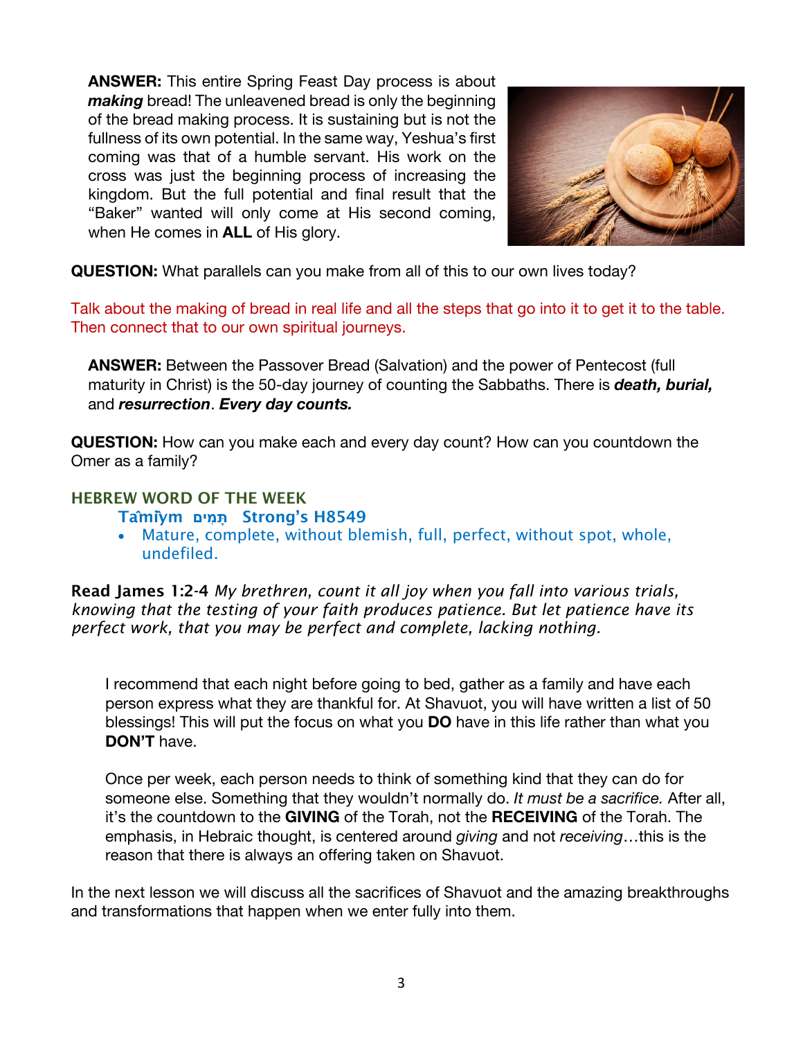**ANSWER:** This entire Spring Feast Day process is about ***making*** bread! The unleavened bread is only the beginning of the bread making process. It is sustaining but is not the fullness of its own potential. In the same way, Yeshua's first coming was that of a humble servant. His work on the cross was just the beginning process of increasing the kingdom. But the full potential and final result that the "Baker" wanted will only come at His second coming, when He comes in **ALL** of His glory.

**QUESTION:** What parallels can you make from all of this to our own lives today?

Talk about the making of bread in real life and all the steps that go into it to get it to the table. Then connect that to our own spiritual journeys.

**ANSWER:** Between the Passover Bread (Salvation) and the power of Pentecost (full maturity in Christ) is the 50-day journey of counting the Sabbaths. There is ***death, burial,*** and ***resurrection***. ***Every day counts.***

**QUESTION:** How can you make each and every day count? How can you countdown the Omer as a family?

## HEBREW WORD OF THE WEEK

**Tâmîym תָּמִים Strong's H8549**

- Mature, complete, without blemish, full, perfect, without spot, whole, undefiled.

**Read James 1:2-4** *My brethren, count it all joy when you fall into various trials, knowing that the testing of your faith produces patience. But let patience have its perfect work, that you may be perfect and complete, lacking nothing.*

I recommend that each night before going to bed, gather as a family and have each person express what they are thankful for. At Shavuot, you will have written a list of 50 blessings! This will put the focus on what you **DO** have in this life rather than what you **DON'T** have.

Once per week, each person needs to think of something kind that they can do for someone else. Something that they wouldn't normally do. *It must be a sacrifice.* After all, it's the countdown to the **GIVING** of the Torah, not the **RECEIVING** of the Torah. The emphasis, in Hebraic thought, is centered around *giving* and not *receiving*…this is the reason that there is always an offering taken on Shavuot.

In the next lesson we will discuss all the sacrifices of Shavuot and the amazing breakthroughs and transformations that happen when we enter fully into them.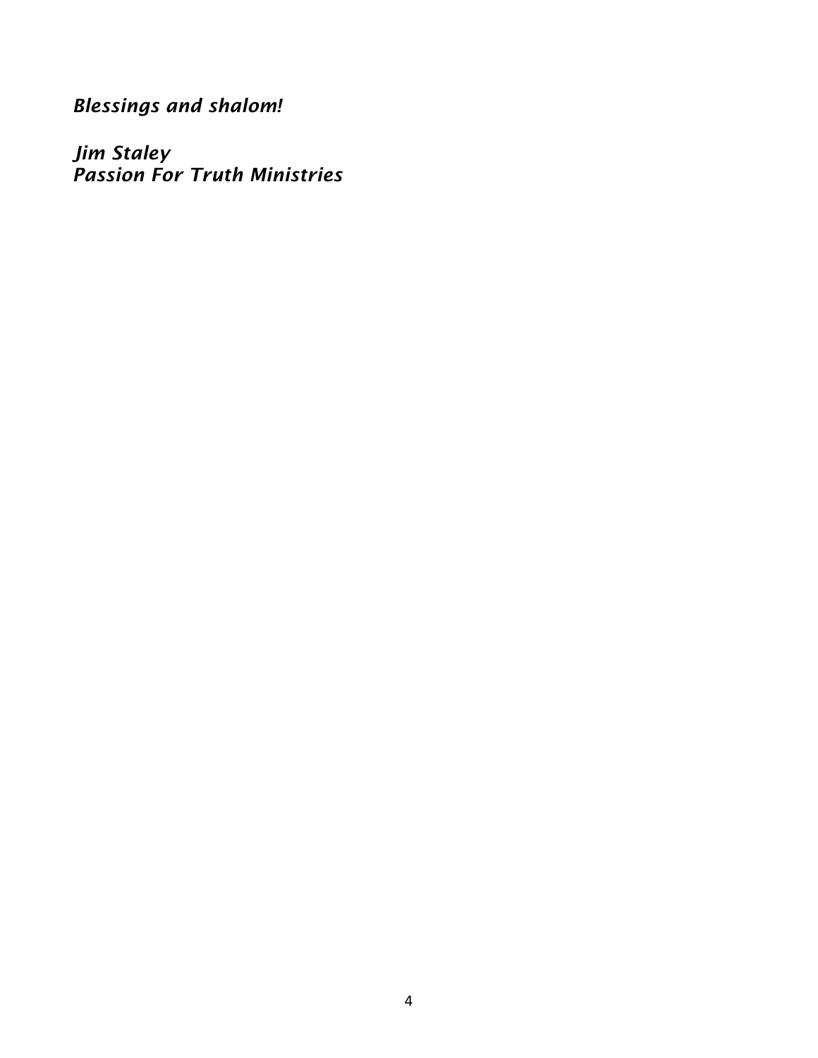***Blessings and shalom!***

***Jim Staley***
***Passion For Truth Ministries***